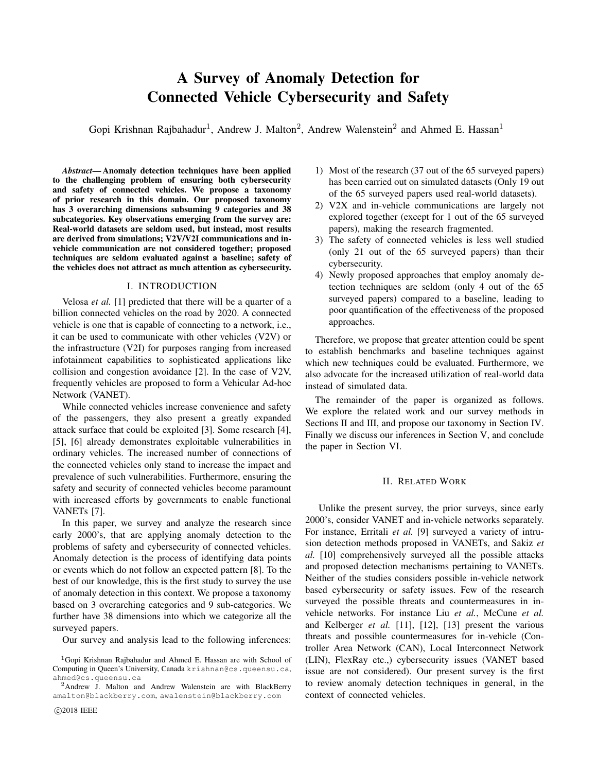# A Survey of Anomaly Detection for Connected Vehicle Cybersecurity and Safety

Gopi Krishnan Rajbahadur[1], Andrew J. Malton[2], Andrew Walenstein[2] and Ahmed E. Hassan[1]

***Abstract*— Anomaly detection techniques have been applied to the challenging problem of ensuring both cybersecurity and safety of connected vehicles. We propose a taxonomy of prior research in this domain. Our proposed taxonomy has 3 overarching dimensions subsuming 9 categories and 38 subcategories. Key observations emerging from the survey are: Real-world datasets are seldom used, but instead, most results are derived from simulations; V2V/V2I communications and in-vehicle communication are not considered together; proposed techniques are seldom evaluated against a baseline; safety of the vehicles does not attract as much attention as cybersecurity.**

## I. INTRODUCTION

Velosa *et al.* [1] predicted that there will be a quarter of a billion connected vehicles on the road by 2020. A connected vehicle is one that is capable of connecting to a network, i.e., it can be used to communicate with other vehicles (V2V) or the infrastructure (V2I) for purposes ranging from increased infotainment capabilities to sophisticated applications like collision and congestion avoidance [2]. In the case of V2V, frequently vehicles are proposed to form a Vehicular Ad-hoc Network (VANET).

While connected vehicles increase convenience and safety of the passengers, they also present a greatly expanded attack surface that could be exploited [3]. Some research [4], [5], [6] already demonstrates exploitable vulnerabilities in ordinary vehicles. The increased number of connections of the connected vehicles only stand to increase the impact and prevalence of such vulnerabilities. Furthermore, ensuring the safety and security of connected vehicles become paramount with increased efforts by governments to enable functional VANETs [7].

In this paper, we survey and analyze the research since early 2000's, that are applying anomaly detection to the problems of safety and cybersecurity of connected vehicles. Anomaly detection is the process of identifying data points or events which do not follow an expected pattern [8]. To the best of our knowledge, this is the first study to survey the use of anomaly detection in this context. We propose a taxonomy based on 3 overarching categories and 9 sub-categories. We further have 38 dimensions into which we categorize all the surveyed papers.

Our survey and analysis lead to the following inferences:

1) Most of the research (37 out of the 65 surveyed papers) has been carried out on simulated datasets (Only 19 out of the 65 surveyed papers used real-world datasets).
2) V2X and in-vehicle communications are largely not explored together (except for 1 out of the 65 surveyed papers), making the research fragmented.
3) The safety of connected vehicles is less well studied (only 21 out of the 65 surveyed papers) than their cybersecurity.
4) Newly proposed approaches that employ anomaly detection techniques are seldom (only 4 out of the 65 surveyed papers) compared to a baseline, leading to poor quantification of the effectiveness of the proposed approaches.

Therefore, we propose that greater attention could be spent to establish benchmarks and baseline techniques against which new techniques could be evaluated. Furthermore, we also advocate for the increased utilization of real-world data instead of simulated data.

The remainder of the paper is organized as follows. We explore the related work and our survey methods in Sections II and III, and propose our taxonomy in Section IV. Finally we discuss our inferences in Section V, and conclude the paper in Section VI.

## II. RELATED WORK

Unlike the present survey, the prior surveys, since early 2000's, consider VANET and in-vehicle networks separately. For instance, Erritali *et al.* [9] surveyed a variety of intrusion detection methods proposed in VANETs, and Sakiz *et al.* [10] comprehensively surveyed all the possible attacks and proposed detection mechanisms pertaining to VANETs. Neither of the studies considers possible in-vehicle network based cybersecurity or safety issues. Few of the research surveyed the possible threats and countermeasures in in-vehicle networks. For instance Liu *et al.*, McCune *et al.* and Kelberger *et al.* [11], [12], [13] present the various threats and possible countermeasures for in-vehicle (Controller Area Network (CAN), Local Interconnect Network (LIN), FlexRay etc.,) cybersecurity issues (VANET based issue are not considered). Our present survey is the first to review anomaly detection techniques in general, in the context of connected vehicles.

[1]Gopi Krishnan Rajbahadur and Ahmed E. Hassan are with School of Computing in Queen's University, Canada krishnan@cs.queensu.ca, ahmed@cs.queensu.ca

[2]Andrew J. Malton and Andrew Walenstein are with BlackBerry amalton@blackberry.com, awalenstein@blackberry.com

©2018 IEEE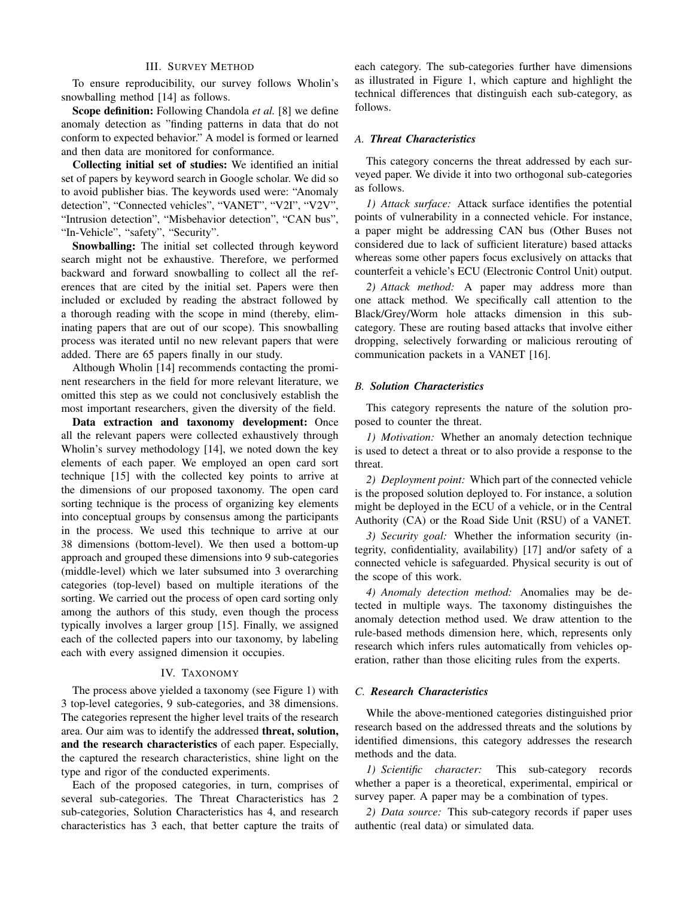## III. Survey Method

To ensure reproducibility, our survey follows Wholin's snowballing method [14] as follows.

**Scope definition:** Following Chandola *et al.* [8] we define anomaly detection as "finding patterns in data that do not conform to expected behavior." A model is formed or learned and then data are monitored for conformance.

**Collecting initial set of studies:** We identified an initial set of papers by keyword search in Google scholar. We did so to avoid publisher bias. The keywords used were: "Anomaly detection", "Connected vehicles", "VANET", "V2I", "V2V", "Intrusion detection", "Misbehavior detection", "CAN bus", "In-Vehicle", "safety", "Security".

**Snowballing:** The initial set collected through keyword search might not be exhaustive. Therefore, we performed backward and forward snowballing to collect all the references that are cited by the initial set. Papers were then included or excluded by reading the abstract followed by a thorough reading with the scope in mind (thereby, eliminating papers that are out of our scope). This snowballing process was iterated until no new relevant papers that were added. There are 65 papers finally in our study.

Although Wholin [14] recommends contacting the prominent researchers in the field for more relevant literature, we omitted this step as we could not conclusively establish the most important researchers, given the diversity of the field.

**Data extraction and taxonomy development:** Once all the relevant papers were collected exhaustively through Wholin's survey methodology [14], we noted down the key elements of each paper. We employed an open card sort technique [15] with the collected key points to arrive at the dimensions of our proposed taxonomy. The open card sorting technique is the process of organizing key elements into conceptual groups by consensus among the participants in the process. We used this technique to arrive at our 38 dimensions (bottom-level). We then used a bottom-up approach and grouped these dimensions into 9 sub-categories (middle-level) which we later subsumed into 3 overarching categories (top-level) based on multiple iterations of the sorting. We carried out the process of open card sorting only among the authors of this study, even though the process typically involves a larger group [15]. Finally, we assigned each of the collected papers into our taxonomy, by labeling each with every assigned dimension it occupies.

## IV. Taxonomy

The process above yielded a taxonomy (see Figure 1) with 3 top-level categories, 9 sub-categories, and 38 dimensions. The categories represent the higher level traits of the research area. Our aim was to identify the addressed **threat, solution, and the research characteristics** of each paper. Especially, the captured the research characteristics, shine light on the type and rigor of the conducted experiments.

Each of the proposed categories, in turn, comprises of several sub-categories. The Threat Characteristics has 2 sub-categories, Solution Characteristics has 4, and research characteristics has 3 each, that better capture the traits of each category. The sub-categories further have dimensions as illustrated in Figure 1, which capture and highlight the technical differences that distinguish each sub-category, as follows.

### A. *Threat Characteristics*

This category concerns the threat addressed by each surveyed paper. We divide it into two orthogonal sub-categories as follows.

*1) Attack surface:* Attack surface identifies the potential points of vulnerability in a connected vehicle. For instance, a paper might be addressing CAN bus (Other Buses not considered due to lack of sufficient literature) based attacks whereas some other papers focus exclusively on attacks that counterfeit a vehicle's ECU (Electronic Control Unit) output.

*2) Attack method:* A paper may address more than one attack method. We specifically call attention to the Black/Grey/Worm hole attacks dimension in this sub-category. These are routing based attacks that involve either dropping, selectively forwarding or malicious rerouting of communication packets in a VANET [16].

### B. *Solution Characteristics*

This category represents the nature of the solution proposed to counter the threat.

*1) Motivation:* Whether an anomaly detection technique is used to detect a threat or to also provide a response to the threat.

*2) Deployment point:* Which part of the connected vehicle is the proposed solution deployed to. For instance, a solution might be deployed in the ECU of a vehicle, or in the Central Authority (CA) or the Road Side Unit (RSU) of a VANET.

*3) Security goal:* Whether the information security (integrity, confidentiality, availability) [17] and/or safety of a connected vehicle is safeguarded. Physical security is out of the scope of this work.

*4) Anomaly detection method:* Anomalies may be detected in multiple ways. The taxonomy distinguishes the anomaly detection method used. We draw attention to the rule-based methods dimension here, which, represents only research which infers rules automatically from vehicles operation, rather than those eliciting rules from the experts.

### C. *Research Characteristics*

While the above-mentioned categories distinguished prior research based on the addressed threats and the solutions by identified dimensions, this category addresses the research methods and the data.

*1) Scientific character:* This sub-category records whether a paper is a theoretical, experimental, empirical or survey paper. A paper may be a combination of types.

*2) Data source:* This sub-category records if paper uses authentic (real data) or simulated data.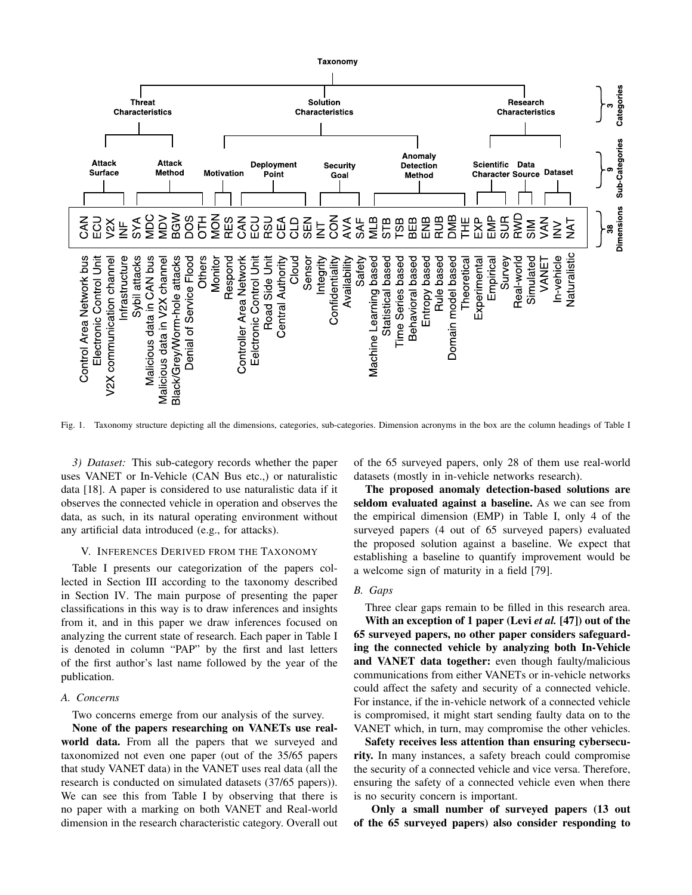Fig. 1. Taxonomy structure depicting all the dimensions, categories, sub-categories. Dimension acronyms in the box are the column headings of Table I

*3) Dataset:* This sub-category records whether the paper uses VANET or In-Vehicle (CAN Bus etc.,) or naturalistic data [18]. A paper is considered to use naturalistic data if it observes the connected vehicle in operation and observes the data, as such, in its natural operating environment without any artificial data introduced (e.g., for attacks).

## V. Inferences Derived from the Taxonomy

Table I presents our categorization of the papers collected in Section III according to the taxonomy described in Section IV. The main purpose of presenting the paper classifications in this way is to draw inferences and insights from it, and in this paper we draw inferences focused on analyzing the current state of research. Each paper in Table I is denoted in column "PAP" by the first and last letters of the first author's last name followed by the year of the publication.

### A. Concerns

Two concerns emerge from our analysis of the survey.

**None of the papers researching on VANETs use real-world data.** From all the papers that we surveyed and taxonomized not even one paper (out of the 35/65 papers that study VANET data) in the VANET uses real data (all the research is conducted on simulated datasets (37/65 papers)). We can see this from Table I by observing that there is no paper with a marking on both VANET and Real-world dimension in the research characteristic category. Overall out of the 65 surveyed papers, only 28 of them use real-world datasets (mostly in in-vehicle networks research).

**The proposed anomaly detection-based solutions are seldom evaluated against a baseline.** As we can see from the empirical dimension (EMP) in Table I, only 4 of the surveyed papers (4 out of 65 surveyed papers) evaluated the proposed solution against a baseline. We expect that establishing a baseline to quantify improvement would be a welcome sign of maturity in a field [79].

### B. Gaps

Three clear gaps remain to be filled in this research area.

**With an exception of 1 paper (Levi *et al.* [47]) out of the 65 surveyed papers, no other paper considers safeguarding the connected vehicle by analyzing both In-Vehicle and VANET data together:** even though faulty/malicious communications from either VANETs or in-vehicle networks could affect the safety and security of a connected vehicle. For instance, if the in-vehicle network of a connected vehicle is compromised, it might start sending faulty data on to the VANET which, in turn, may compromise the other vehicles.

**Safety receives less attention than ensuring cybersecurity.** In many instances, a safety breach could compromise the security of a connected vehicle and vice versa. Therefore, ensuring the safety of a connected vehicle even when there is no security concern is important.

**Only a small number of surveyed papers (13 out of the 65 surveyed papers) also consider responding to**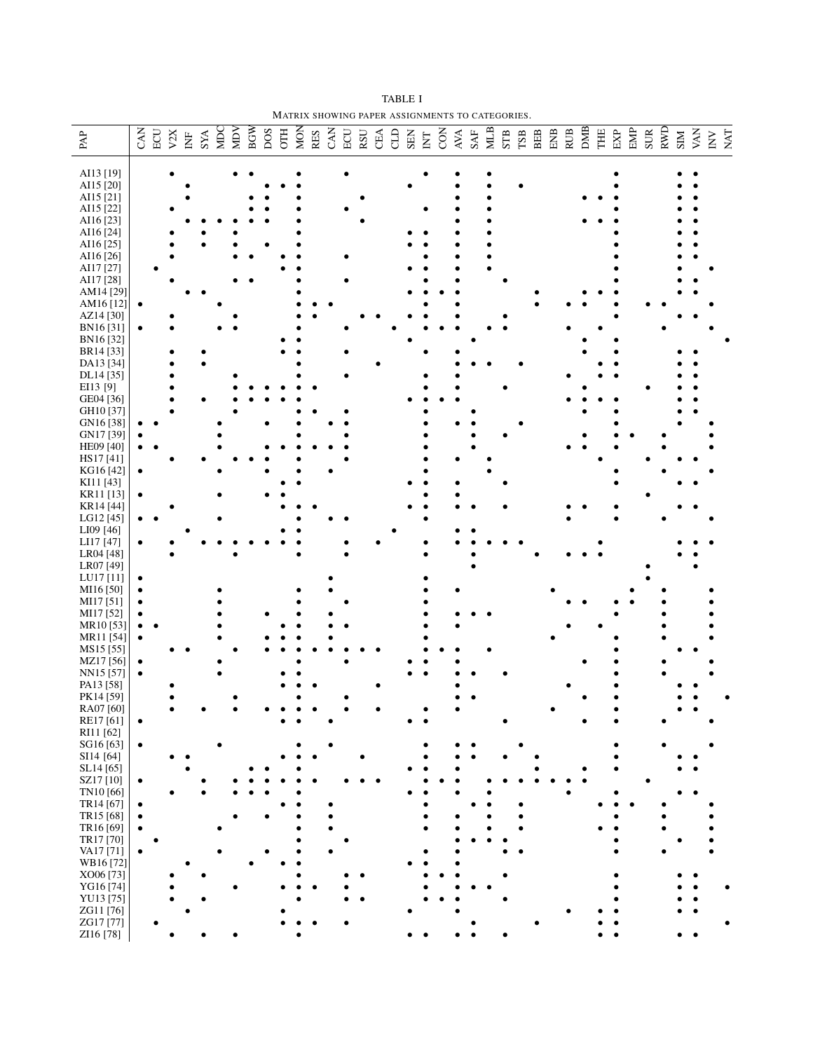TABLE I

Matrix showing paper assignments to categories.

| PAP | CAN | ECU | V2X | INF | SYA | MDC | MDV | BGW | DOS | OTH | MON | RES | CAN | ECU | RSU | CEA | CLD | SEN | INT | CON | AVA | SAF | MLB | STB | TSB | BEB | ENB | RUB | DMB | THE | EXP | EMP | SUR | RWD | SIM | VAN | INV | NAT |
|---|---|---|---|---|---|---|---|---|---|---|---|---|---|---|---|---|---|---|---|---|---|---|---|---|---|---|---|---|---|---|---|---|---|---|---|---|---|---|
| AI13 [19] | | | • | | | | • | • | | | • | | | • | | | | | • | | • | | • | | | | | | | | • | | | | • | • | | |
| AI15 [20] | | | | • | | | | | • | • | • | | | | | | | • | | | • | | • | | • | | | | | | • | | | | • | • | | |
| AI15 [21] | | | | • | | | | • | • | | • | | | | • | | | | | | • | | • | | | | | | • | • | • | | | | • | • | | |
| AI15 [22] | | | • | | | | | • | • | | • | | | • | | | | | • | | • | | • | | | | | | | | • | | | | • | • | | |
| AI16 [23] | | | | • | • | • | • | • | • | | • | | | | • | | | | | | • | | • | | | | | | • | • | • | | | | • | • | | |
| AI16 [24] | | | • | | • | | • | | | | • | | | | | | | • | • | | • | | • | | | | | | | | • | | | | • | • | | |
| AI16 [25] | | | • | | • | | • | | • | | • | | | | | | | • | • | | • | | • | | | | | | | | • | | | | • | • | | |
| AI16 [26] | | | • | | | | • | • | | • | • | | | • | | | | | • | | • | | • | | | | | | | | • | | | | • | • | | |
| AI17 [27] | | • | | | | | | | | • | • | | | | | | | • | • | | • | | • | | | | | | | | • | | | | • | | • | |
| AI17 [28] | | | • | | | | • | • | | | • | | | • | | | | | • | | • | | | • | | | | | | | • | | | | • | • | | |
| AM14 [29] | | | | • | • | | | | | | • | | | | | | | • | • | • | • | | | | | • | | | • | • | • | | | | • | • | | |
| AM16 [12] | • | | | | | • | | | | | • | • | • | | | | | | • | | • | | | | | • | | • | • | | • | | • | • | | | • | |
| AZ14 [30] | | | • | | | | • | | | | • | • | | | • | • | | • | • | | • | | | • | | | | | | | • | | | | • | • | | |
| BN16 [31] | • | | • | | | • | • | | | | • | | | • | | | • | | • | • | • | | • | • | | | | • | | • | | | | • | | | • | |
| BN16 [32] | | | | | | | | | | • | • | | | | | | | • | | | | • | | | | | | | • | | • | | | | | | | • |
| BR14 [33] | | | • | | • | | | | | • | • | | | • | | | | | • | | • | | | | | | | | • | | • | | | | • | • | | |
| DA13 [34] | | | • | | • | | | | | | • | | | | | • | | | | | • | • | • | | • | | | | | • | • | | | | • | • | | |
| DL14 [35] | | | • | | | | • | | | | • | | | • | | | | | • | | • | | | | | | | • | | • | • | | | | • | • | | |
| EI13 [9] | | | • | | | | • | • | • | • | • | • | | | | | | | • | | • | | | • | | | | | • | | | | • | | • | • | | |
| GE04 [36] | | | • | | • | | • | • | • | • | • | | | | | | | • | • | • | • | | | | | | | • | • | • | • | | | | • | • | | |
| GH10 [37] | | | • | | | | • | | | | • | • | | • | | | | | • | | | • | | | | | | | • | | • | | | | • | • | | |
| GN16 [38] | • | • | | | | • | | | • | | • | | • | • | | | | | • | | • | • | | | • | | | | | | • | | | | • | | • | |
| GN17 [39] | • | | | | | • | | | | | • | | | • | | | | | • | | | • | | • | | | | | • | | • | • | | • | | | • | |
| HE09 [40] | • | • | | | | • | | | • | • | • | • | • | • | | | | | • | | | • | | | | | | • | • | | • | | | • | | | • | |
| HS17 [41] | | | • | | • | | • | • | • | | • | | | • | | | | | • | | • | | • | | | | | | | • | | | • | | • | • | | |
| KG16 [42] | • | | | | | • | | | • | | • | | • | | | | | | • | | | | • | | | | | | | | • | | | • | | | • | |
| KI11 [43] | | | | | | | | | | • | • | | | | | | | • | • | | • | | | • | | | | | | | • | | | | • | • | | |
| KR11 [13] | • | | | | | • | | | • | • | | | | | | | | | • | | • | | | | | | | | | | | | • | | | | | |
| KR14 [44] | | | • | | | | | | | • | • | • | | | | | | • | • | | • | • | | • | | | | • | • | | • | | | | • | • | | |
| LG12 [45] | • | • | | | | • | | | | | • | | • | • | | | | | • | | | | | | | | | • | | | • | | | • | | | • | |
| LI09 [46] | | | | • | | | | | | • | • | | | | | | • | | | | • | • | | | | | | | | | | | | | | | | |
| LI17 [47] | • | | • | | • | • | • | • | • | • | • | | | • | | • | | | • | | • | • | • | • | • | | | | | • | | | | | • | • | • | |
| LR04 [48] | | | • | | | | • | | | | • | | | • | | | | | • | | | • | | | | • | | • | • | • | | | | | • | • | | |
| LR07 [49] | | | | | | | | | | | | | | | | | | | | | | • | | | | | | | | | | | • | | | • | | |
| LU17 [11] | • | | | | | | | | | | | | • | | | | | | • | | | | | | | | | | | | | | • | | | | | |
| MI16 [50] | • | | | | | • | | | | | • | | • | | | | | | • | | • | | | | | | • | | | | | • | | • | | | • | |
| MI17 [51] | • | | | | | • | | | | | • | | | • | | | | | • | | • | | | | | | | • | • | | • | • | | • | | | • | |
| MI17 [52] | • | | | | | • | | | • | | • | | • | | | | | | • | | • | • | • | | | | | | | | • | | | • | | | • | |
| MR10 [53] | • | • | | | | • | | | | • | • | | • | • | | | | | • | | • | | | | | | | • | | • | | | | • | | | • | |
| MR11 [54] | • | | | | | • | | | • | • | • | | • | | | | | | • | | | | | | | | • | | | | • | | | • | | | • | |
| MS15 [55] | | | • | • | | | • | | • | • | • | • | • | • | • | • | | | • | • | • | | • | | | | | | | | • | | | | • | • | | |
| MZ17 [56] | • | | | | | • | | | | | • | | | • | | | | • | • | | • | | | | | | | | • | | • | | | • | | | • | |
| NN15 [57] | • | | | | | • | | | | • | • | | | | | | | • | • | | • | • | | • | | | | | | | • | | | • | | | • | |
| PA13 [58] | | | • | | | | | | | • | • | • | | | | • | | | | | • | | | | | | | • | | | • | | | | • | • | | |
| PK14 [59] | | | • | | | | • | | | | • | | | • | | | | | | | • | • | | | | | | | • | | • | | | | • | • | | • |
| RA07 [60] | | | • | | • | | • | | • | • | • | • | | • | | • | | | • | | • | | | | | | • | | | | • | | | | • | • | | |
| RE17 [61] | • | | | | | | | | | • | • | | • | | | | | • | • | | | | | • | | | | | • | | • | | | • | | | • | |
| RI11 [62] | | | | | | | | | | | | | | | | | | | | | | | | | | | | | | | | | | | | | | |
| SG16 [63] | • | | | | | • | | | | | • | | • | | | | | | • | | • | • | | | • | | | | | | • | | | • | | | • | |
| SI14 [64] | | | • | • | | | | | | • | • | • | | | • | | | | • | | • | • | | • | | • | | | | | • | | | | • | • | | |
| SL14 [65] | | | | • | | | | • | • | | • | | | | | | | • | • | | • | | | | | • | | | • | | • | | | | • | • | | |
| SZ17 [10] | • | | | | • | | • | • | • | • | • | • | | • | • | • | | | • | • | • | | • | • | • | • | • | • | • | | | | • | | • | | | |
| TN10 [66] | | | • | | • | | • | • | • | | • | | | | | | | • | • | | • | | • | | | | | • | | | • | | | | • | • | | |
| TR14 [67] | • | | | | | | | | | • | • | | • | | | | | | • | | | • | • | | • | | | | | • | • | • | | • | | | • | |
| TR15 [68] | • | | | | | | • | | • | | • | | • | | | | | | • | | • | | • | | • | | | | | | • | | | • | | | • | |
| TR16 [69] | • | | | | | • | | | | | • | | • | | | | | | • | | • | | • | | • | | | | | • | • | | | • | | | • | |
| TR17 [70] | | • | | | | | | | | | • | | | • | | | | | | | • | • | • | • | | | | | | | • | | | | • | | • | |
| VA17 [71] | • | | | | | • | | | • | | • | | • | | | | | | • | | • | | | • | • | | | | | | • | | | • | | | • | |
| WB16 [72] | | | | • | | | | • | | • | • | | | | | | | • | • | | • | | | | | | | | | | | | | | | | | |
| XO06 [73] | | | • | | • | | | | | | • | | | • | • | | | | • | • | • | | | • | | | | | | | • | | | | • | • | | |
| YG16 [74] | | | • | | | | • | | | • | • | • | | • | | | | | • | | • | • | • | | | | | | | | • | | | | • | • | | • |
| YU13 [75] | | | • | | • | | | | | | • | | | • | • | | | | • | • | • | | | • | | | | | | | • | | | | • | • | | |
| ZG11 [76] | | | | • | | | | | | • | | | | | | | | • | | | • | | | | | | | • | | • | • | | | | • | • | | |
| ZG17 [77] | | • | | | | | | | | • | • | • | | • | | | | | | | | • | | | | • | | | | • | • | | | | | | | • |
| ZI16 [78] | | | • | | • | | • | | | | • | | | | | | | • | • | | • | • | | • | | | | | | • | • | | | | • | • | | |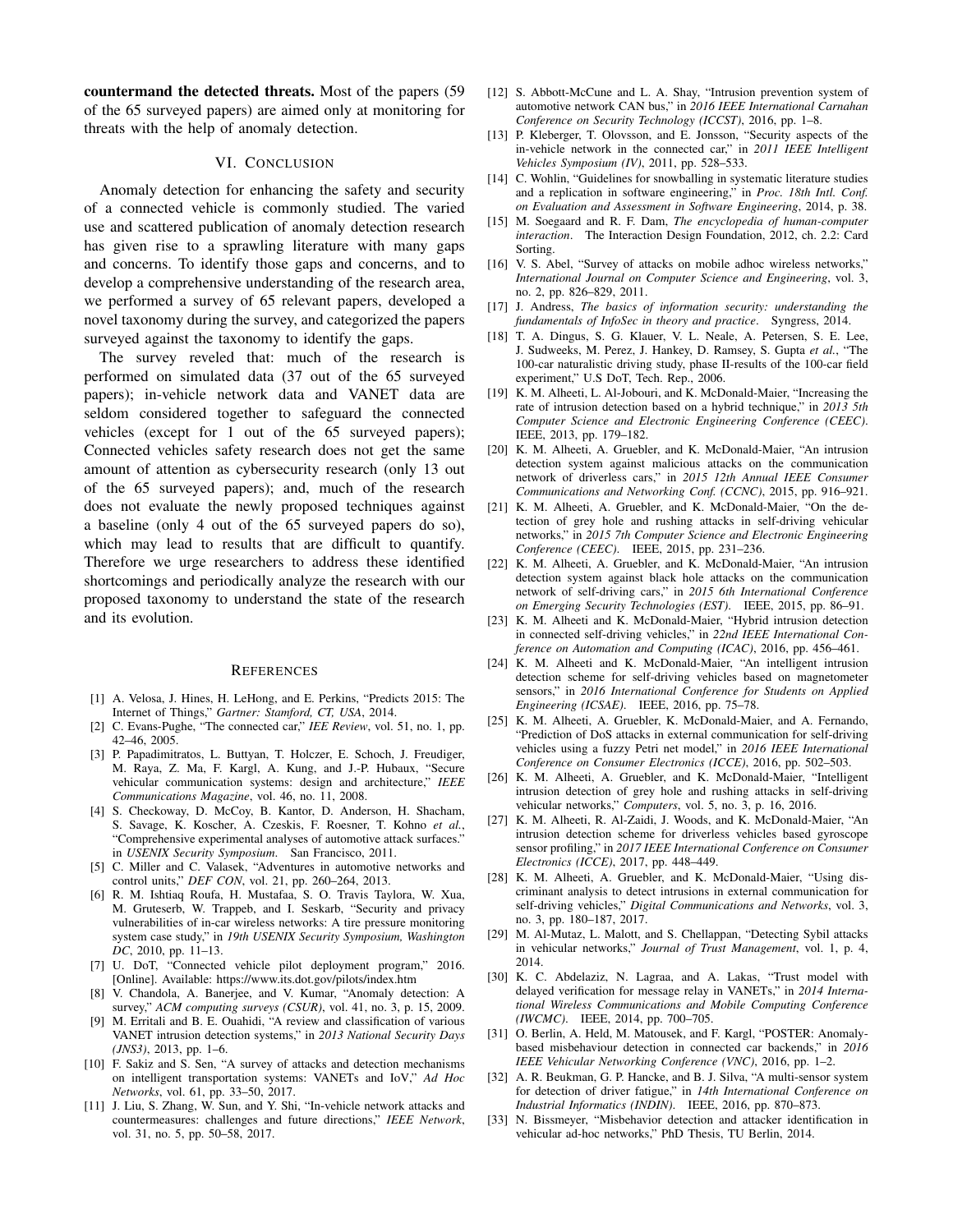**countermand the detected threats.** Most of the papers (59 of the 65 surveyed papers) are aimed only at monitoring for threats with the help of anomaly detection.

## VI. Conclusion

Anomaly detection for enhancing the safety and security of a connected vehicle is commonly studied. The varied use and scattered publication of anomaly detection research has given rise to a sprawling literature with many gaps and concerns. To identify those gaps and concerns, and to develop a comprehensive understanding of the research area, we performed a survey of 65 relevant papers, developed a novel taxonomy during the survey, and categorized the papers surveyed against the taxonomy to identify the gaps.

The survey reveled that: much of the research is performed on simulated data (37 out of the 65 surveyed papers); in-vehicle network data and VANET data are seldom considered together to safeguard the connected vehicles (except for 1 out of the 65 surveyed papers); Connected vehicles safety research does not get the same amount of attention as cybersecurity research (only 13 out of the 65 surveyed papers); and, much of the research does not evaluate the newly proposed techniques against a baseline (only 4 out of the 65 surveyed papers do so), which may lead to results that are difficult to quantify. Therefore we urge researchers to address these identified shortcomings and periodically analyze the research with our proposed taxonomy to understand the state of the research and its evolution.

## References

[1] A. Velosa, J. Hines, H. LeHong, and E. Perkins, "Predicts 2015: The Internet of Things," *Gartner: Stamford, CT, USA*, 2014.

[2] C. Evans-Pughe, "The connected car," *IEE Review*, vol. 51, no. 1, pp. 42–46, 2005.

[3] P. Papadimitratos, L. Buttyan, T. Holczer, E. Schoch, J. Freudiger, M. Raya, Z. Ma, F. Kargl, A. Kung, and J.-P. Hubaux, "Secure vehicular communication systems: design and architecture," *IEEE Communications Magazine*, vol. 46, no. 11, 2008.

[4] S. Checkoway, D. McCoy, B. Kantor, D. Anderson, H. Shacham, S. Savage, K. Koscher, A. Czeskis, F. Roesner, T. Kohno *et al.*, "Comprehensive experimental analyses of automotive attack surfaces." in *USENIX Security Symposium*. San Francisco, 2011.

[5] C. Miller and C. Valasek, "Adventures in automotive networks and control units," *DEF CON*, vol. 21, pp. 260–264, 2013.

[6] R. M. Ishtiaq Roufa, H. Mustafaa, S. O. Travis Taylora, W. Xua, M. Gruteserb, W. Trappeb, and I. Seskarb, "Security and privacy vulnerabilities of in-car wireless networks: A tire pressure monitoring system case study," in *19th USENIX Security Symposium, Washington DC*, 2010, pp. 11–13.

[7] U. DoT, "Connected vehicle pilot deployment program," 2016. [Online]. Available: https://www.its.dot.gov/pilots/index.htm

[8] V. Chandola, A. Banerjee, and V. Kumar, "Anomaly detection: A survey," *ACM computing surveys (CSUR)*, vol. 41, no. 3, p. 15, 2009.

[9] M. Erritali and B. E. Ouahidi, "A review and classification of various VANET intrusion detection systems," in *2013 National Security Days (JNS3)*, 2013, pp. 1–6.

[10] F. Sakiz and S. Sen, "A survey of attacks and detection mechanisms on intelligent transportation systems: VANETs and IoV," *Ad Hoc Networks*, vol. 61, pp. 33–50, 2017.

[11] J. Liu, S. Zhang, W. Sun, and Y. Shi, "In-vehicle network attacks and countermeasures: challenges and future directions," *IEEE Network*, vol. 31, no. 5, pp. 50–58, 2017.

[12] S. Abbott-McCune and L. A. Shay, "Intrusion prevention system of automotive network CAN bus," in *2016 IEEE International Carnahan Conference on Security Technology (ICCST)*, 2016, pp. 1–8.

[13] P. Kleberger, T. Olovsson, and E. Jonsson, "Security aspects of the in-vehicle network in the connected car," in *2011 IEEE Intelligent Vehicles Symposium (IV)*, 2011, pp. 528–533.

[14] C. Wohlin, "Guidelines for snowballing in systematic literature studies and a replication in software engineering," in *Proc. 18th Intl. Conf. on Evaluation and Assessment in Software Engineering*, 2014, p. 38.

[15] M. Soegaard and R. F. Dam, *The encyclopedia of human-computer interaction*. The Interaction Design Foundation, 2012, ch. 2.2: Card Sorting.

[16] V. S. Abel, "Survey of attacks on mobile adhoc wireless networks," *International Journal on Computer Science and Engineering*, vol. 3, no. 2, pp. 826–829, 2011.

[17] J. Andress, *The basics of information security: understanding the fundamentals of InfoSec in theory and practice*. Syngress, 2014.

[18] T. A. Dingus, S. G. Klauer, V. L. Neale, A. Petersen, S. E. Lee, J. Sudweeks, M. Perez, J. Hankey, D. Ramsey, S. Gupta *et al.*, "The 100-car naturalistic driving study, phase II-results of the 100-car field experiment," U.S DoT, Tech. Rep., 2006.

[19] K. M. Alheeti, L. Al-Jobouri, and K. McDonald-Maier, "Increasing the rate of intrusion detection based on a hybrid technique," in *2013 5th Computer Science and Electronic Engineering Conference (CEEC)*. IEEE, 2013, pp. 179–182.

[20] K. M. Alheeti, A. Gruebler, and K. McDonald-Maier, "An intrusion detection system against malicious attacks on the communication network of driverless cars," in *2015 12th Annual IEEE Consumer Communications and Networking Conf. (CCNC)*, 2015, pp. 916–921.

[21] K. M. Alheeti, A. Gruebler, and K. McDonald-Maier, "On the detection of grey hole and rushing attacks in self-driving vehicular networks," in *2015 7th Computer Science and Electronic Engineering Conference (CEEC)*. IEEE, 2015, pp. 231–236.

[22] K. M. Alheeti, A. Gruebler, and K. McDonald-Maier, "An intrusion detection system against black hole attacks on the communication network of self-driving cars," in *2015 6th International Conference on Emerging Security Technologies (EST)*. IEEE, 2015, pp. 86–91.

[23] K. M. Alheeti and K. McDonald-Maier, "Hybrid intrusion detection in connected self-driving vehicles," in *22nd IEEE International Conference on Automation and Computing (ICAC)*, 2016, pp. 456–461.

[24] K. M. Alheeti and K. McDonald-Maier, "An intelligent intrusion detection scheme for self-driving vehicles based on magnetometer sensors," in *2016 International Conference for Students on Applied Engineering (ICSAE)*. IEEE, 2016, pp. 75–78.

[25] K. M. Alheeti, A. Gruebler, K. McDonald-Maier, and A. Fernando, "Prediction of DoS attacks in external communication for self-driving vehicles using a fuzzy Petri net model," in *2016 IEEE International Conference on Consumer Electronics (ICCE)*, 2016, pp. 502–503.

[26] K. M. Alheeti, A. Gruebler, and K. McDonald-Maier, "Intelligent intrusion detection of grey hole and rushing attacks in self-driving vehicular networks," *Computers*, vol. 5, no. 3, p. 16, 2016.

[27] K. M. Alheeti, R. Al-Zaidi, J. Woods, and K. McDonald-Maier, "An intrusion detection scheme for driverless vehicles based gyroscope sensor profiling," in *2017 IEEE International Conference on Consumer Electronics (ICCE)*, 2017, pp. 448–449.

[28] K. M. Alheeti, A. Gruebler, and K. McDonald-Maier, "Using discriminant analysis to detect intrusions in external communication for self-driving vehicles," *Digital Communications and Networks*, vol. 3, no. 3, pp. 180–187, 2017.

[29] M. Al-Mutaz, L. Malott, and S. Chellappan, "Detecting Sybil attacks in vehicular networks," *Journal of Trust Management*, vol. 1, p. 4, 2014.

[30] K. C. Abdelaziz, N. Lagraa, and A. Lakas, "Trust model with delayed verification for message relay in VANETs," in *2014 International Wireless Communications and Mobile Computing Conference (IWCMC)*. IEEE, 2014, pp. 700–705.

[31] O. Berlin, A. Held, M. Matousek, and F. Kargl, "POSTER: Anomaly-based misbehaviour detection in connected car backends," in *2016 IEEE Vehicular Networking Conference (VNC)*, 2016, pp. 1–2.

[32] A. R. Beukman, G. P. Hancke, and B. J. Silva, "A multi-sensor system for detection of driver fatigue," in *14th International Conference on Industrial Informatics (INDIN)*. IEEE, 2016, pp. 870–873.

[33] N. Bissmeyer, "Misbehavior detection and attacker identification in vehicular ad-hoc networks," PhD Thesis, TU Berlin, 2014.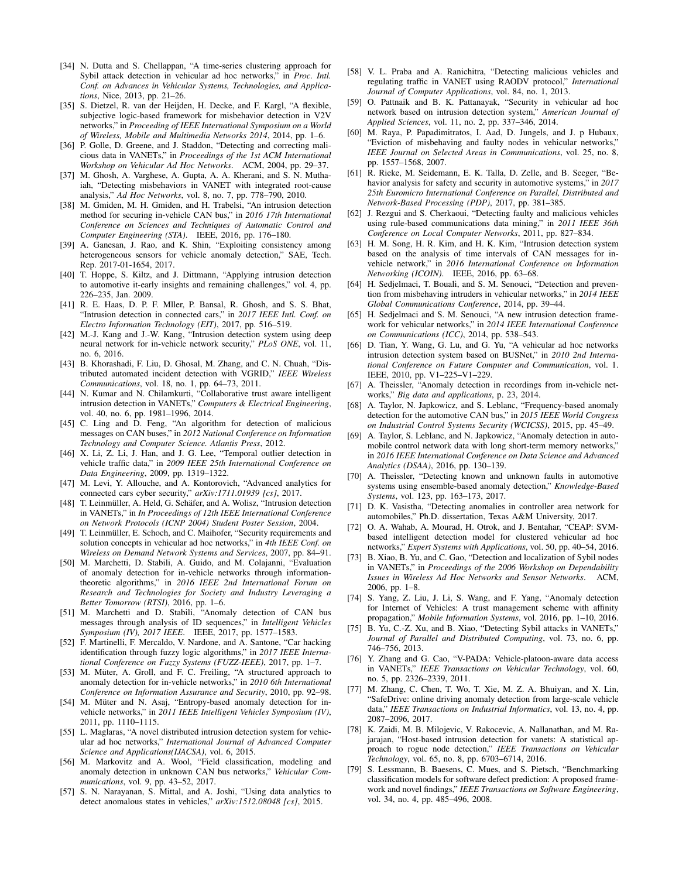[34] N. Dutta and S. Chellappan, "A time-series clustering approach for Sybil attack detection in vehicular ad hoc networks," in *Proc. Intl. Conf. on Advances in Vehicular Systems, Technologies, and Applications*, Nice, 2013, pp. 21–26.

[35] S. Dietzel, R. van der Heijden, H. Decke, and F. Kargl, "A flexible, subjective logic-based framework for misbehavior detection in V2V networks," in *Proceeding of IEEE International Symposium on a World of Wireless, Mobile and Multimedia Networks 2014*, 2014, pp. 1–6.

[36] P. Golle, D. Greene, and J. Staddon, "Detecting and correcting malicious data in VANETs," in *Proceedings of the 1st ACM International Workshop on Vehicular Ad Hoc Networks*. ACM, 2004, pp. 29–37.

[37] M. Ghosh, A. Varghese, A. Gupta, A. A. Kherani, and S. N. Muthaiah, "Detecting misbehaviors in VANET with integrated root-cause analysis," *Ad Hoc Networks*, vol. 8, no. 7, pp. 778–790, 2010.

[38] M. Gmiden, M. H. Gmiden, and H. Trabelsi, "An intrusion detection method for securing in-vehicle CAN bus," in *2016 17th International Conference on Sciences and Techniques of Automatic Control and Computer Engineering (STA)*. IEEE, 2016, pp. 176–180.

[39] A. Ganesan, J. Rao, and K. Shin, "Exploiting consistency among heterogeneous sensors for vehicle anomaly detection," SAE, Tech. Rep. 2017-01-1654, 2017.

[40] T. Hoppe, S. Kiltz, and J. Dittmann, "Applying intrusion detection to automotive it-early insights and remaining challenges," vol. 4, pp. 226–235, Jan. 2009.

[41] R. E. Haas, D. P. F. Mller, P. Bansal, R. Ghosh, and S. S. Bhat, "Intrusion detection in connected cars," in *2017 IEEE Intl. Conf. on Electro Information Technology (EIT)*, 2017, pp. 516–519.

[42] M.-J. Kang and J.-W. Kang, "Intrusion detection system using deep neural network for in-vehicle network security," *PLoS ONE*, vol. 11, no. 6, 2016.

[43] B. Khorashadi, F. Liu, D. Ghosal, M. Zhang, and C. N. Chuah, "Distributed automated incident detection with VGRID," *IEEE Wireless Communications*, vol. 18, no. 1, pp. 64–73, 2011.

[44] N. Kumar and N. Chilamkurti, "Collaborative trust aware intelligent intrusion detection in VANETs," *Computers & Electrical Engineering*, vol. 40, no. 6, pp. 1981–1996, 2014.

[45] C. Ling and D. Feng, "An algorithm for detection of malicious messages on CAN buses," in *2012 National Conference on Information Technology and Computer Science. Atlantis Press*, 2012.

[46] X. Li, Z. Li, J. Han, and J. G. Lee, "Temporal outlier detection in vehicle traffic data," in *2009 IEEE 25th International Conference on Data Engineering*, 2009, pp. 1319–1322.

[47] M. Levi, Y. Allouche, and A. Kontorovich, "Advanced analytics for connected cars cyber security," *arXiv:1711.01939 [cs]*, 2017.

[48] T. Leinmüller, A. Held, G. Schäfer, and A. Wolisz, "Intrusion detection in VANETs," in *In Proceedings of 12th IEEE International Conference on Network Protocols (ICNP 2004) Student Poster Session*, 2004.

[49] T. Leinmüller, E. Schoch, and C. Maihofer, "Security requirements and solution concepts in vehicular ad hoc networks," in *4th IEEE Conf. on Wireless on Demand Network Systems and Services*, 2007, pp. 84–91.

[50] M. Marchetti, D. Stabili, A. Guido, and M. Colajanni, "Evaluation of anomaly detection for in-vehicle networks through information-theoretic algorithms," in *2016 IEEE 2nd International Forum on Research and Technologies for Society and Industry Leveraging a Better Tomorrow (RTSI)*, 2016, pp. 1–6.

[51] M. Marchetti and D. Stabili, "Anomaly detection of CAN bus messages through analysis of ID sequences," in *Intelligent Vehicles Symposium (IV), 2017 IEEE*. IEEE, 2017, pp. 1577–1583.

[52] F. Martinelli, F. Mercaldo, V. Nardone, and A. Santone, "Car hacking identification through fuzzy logic algorithms," in *2017 IEEE International Conference on Fuzzy Systems (FUZZ-IEEE)*, 2017, pp. 1–7.

[53] M. Müter, A. Groll, and F. C. Freiling, "A structured approach to anomaly detection for in-vehicle networks," in *2010 6th International Conference on Information Assurance and Security*, 2010, pp. 92–98.

[54] M. Müter and N. Asaj, "Entropy-based anomaly detection for in-vehicle networks," in *2011 IEEE Intelligent Vehicles Symposium (IV)*, 2011, pp. 1110–1115.

[55] L. Maglaras, "A novel distributed intrusion detection system for vehicular ad hoc networks," *International Journal of Advanced Computer Science and Applications(IJACSA)*, vol. 6, 2015.

[56] M. Markovitz and A. Wool, "Field classification, modeling and anomaly detection in unknown CAN bus networks," *Vehicular Communications*, vol. 9, pp. 43–52, 2017.

[57] S. N. Narayanan, S. Mittal, and A. Joshi, "Using data analytics to detect anomalous states in vehicles," *arXiv:1512.08048 [cs]*, 2015.

[58] V. L. Praba and A. Ranichitra, "Detecting malicious vehicles and regulating traffic in VANET using RAODV protocol," *International Journal of Computer Applications*, vol. 84, no. 1, 2013.

[59] O. Pattnaik and B. K. Pattanayak, "Security in vehicular ad hoc network based on intrusion detection system," *American Journal of Applied Sciences*, vol. 11, no. 2, pp. 337–346, 2014.

[60] M. Raya, P. Papadimitratos, I. Aad, D. Jungels, and J. p Hubaux, "Eviction of misbehaving and faulty nodes in vehicular networks," *IEEE Journal on Selected Areas in Communications*, vol. 25, no. 8, pp. 1557–1568, 2007.

[61] R. Rieke, M. Seidemann, E. K. Talla, D. Zelle, and B. Seeger, "Behavior analysis for safety and security in automotive systems," in *2017 25th Euromicro International Conference on Parallel, Distributed and Network-Based Processing (PDP)*, 2017, pp. 381–385.

[62] J. Rezgui and S. Cherkaoui, "Detecting faulty and malicious vehicles using rule-based communications data mining," in *2011 IEEE 36th Conference on Local Computer Networks*, 2011, pp. 827–834.

[63] H. M. Song, H. R. Kim, and H. K. Kim, "Intrusion detection system based on the analysis of time intervals of CAN messages for in-vehicle network," in *2016 International Conference on Information Networking (ICOIN)*. IEEE, 2016, pp. 63–68.

[64] H. Sedjelmaci, T. Bouali, and S. M. Senouci, "Detection and prevention from misbehaving intruders in vehicular networks," in *2014 IEEE Global Communications Conference*, 2014, pp. 39–44.

[65] H. Sedjelmaci and S. M. Senouci, "A new intrusion detection framework for vehicular networks," in *2014 IEEE International Conference on Communications (ICC)*, 2014, pp. 538–543.

[66] D. Tian, Y. Wang, G. Lu, and G. Yu, "A vehicular ad hoc networks intrusion detection system based on BUSNet," in *2010 2nd International Conference on Future Computer and Communication*, vol. 1. IEEE, 2010, pp. V1–225–V1–229.

[67] A. Theissler, "Anomaly detection in recordings from in-vehicle networks," *Big data and applications*, p. 23, 2014.

[68] A. Taylor, N. Japkowicz, and S. Leblanc, "Frequency-based anomaly detection for the automotive CAN bus," in *2015 IEEE World Congress on Industrial Control Systems Security (WCICSS)*, 2015, pp. 45–49.

[69] A. Taylor, S. Leblanc, and N. Japkowicz, "Anomaly detection in automobile control network data with long short-term memory networks," in *2016 IEEE International Conference on Data Science and Advanced Analytics (DSAA)*, 2016, pp. 130–139.

[70] A. Theissler, "Detecting known and unknown faults in automotive systems using ensemble-based anomaly detection," *Knowledge-Based Systems*, vol. 123, pp. 163–173, 2017.

[71] D. K. Vasistha, "Detecting anomalies in controller area network for automobiles," Ph.D. dissertation, Texas A&M University, 2017.

[72] O. A. Wahab, A. Mourad, H. Otrok, and J. Bentahar, "CEAP: SVM-based intelligent detection model for clustered vehicular ad hoc networks," *Expert Systems with Applications*, vol. 50, pp. 40–54, 2016.

[73] B. Xiao, B. Yu, and C. Gao, "Detection and localization of Sybil nodes in VANETs," in *Proceedings of the 2006 Workshop on Dependability Issues in Wireless Ad Hoc Networks and Sensor Networks*. ACM, 2006, pp. 1–8.

[74] S. Yang, Z. Liu, J. Li, S. Wang, and F. Yang, "Anomaly detection for Internet of Vehicles: A trust management scheme with affinity propagation," *Mobile Information Systems*, vol. 2016, pp. 1–10, 2016.

[75] B. Yu, C.-Z. Xu, and B. Xiao, "Detecting Sybil attacks in VANETs," *Journal of Parallel and Distributed Computing*, vol. 73, no. 6, pp. 746–756, 2013.

[76] Y. Zhang and G. Cao, "V-PADA: Vehicle-platoon-aware data access in VANETs," *IEEE Transactions on Vehicular Technology*, vol. 60, no. 5, pp. 2326–2339, 2011.

[77] M. Zhang, C. Chen, T. Wo, T. Xie, M. Z. A. Bhuiyan, and X. Lin, "SafeDrive: online driving anomaly detection from large-scale vehicle data," *IEEE Transactions on Industrial Informatics*, vol. 13, no. 4, pp. 2087–2096, 2017.

[78] K. Zaidi, M. B. Milojevic, V. Rakocevic, A. Nallanathan, and M. Rajarajan, "Host-based intrusion detection for vanets: A statistical approach to rogue node detection," *IEEE Transactions on Vehicular Technology*, vol. 65, no. 8, pp. 6703–6714, 2016.

[79] S. Lessmann, B. Baesens, C. Mues, and S. Pietsch, "Benchmarking classification models for software defect prediction: A proposed framework and novel findings," *IEEE Transactions on Software Engineering*, vol. 34, no. 4, pp. 485–496, 2008.